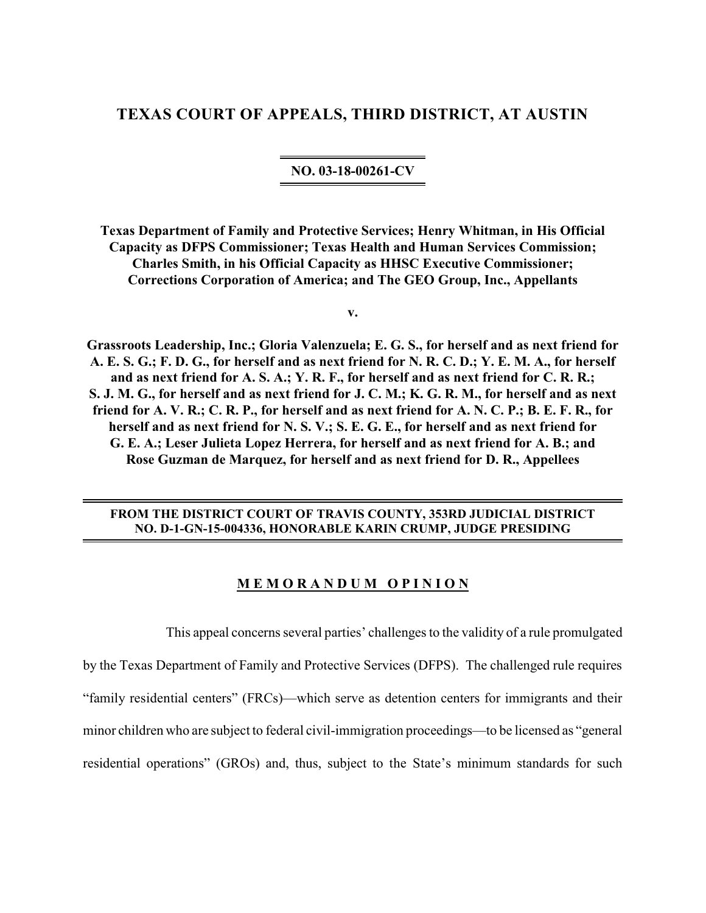# TEXAS COURT OF APPEALS, THIRD DISTRICT, AT AUSTIN

**NO. 03-18-00261-CV**

**Texas Department of Family and Protective Services; Henry Whitman, in His Official Capacity as DFPS Commissioner; Texas Health and Human Services Commission; Charles Smith, in his Official Capacity as HHSC Executive Commissioner; Corrections Corporation of America; and The GEO Group, Inc., Appellants**

**v.**

**Grassroots Leadership, Inc.; Gloria Valenzuela; E. G. S., for herself and as next friend for A. E. S. G.; F. D. G., for herself and as next friend for N. R. C. D.; Y. E. M. A., for herself and as next friend for A. S. A.; Y. R. F., for herself and as next friend for C. R. R.; S. J. M. G., for herself and as next friend for J. C. M.; K. G. R. M., for herself and as next friend for A. V. R.; C. R. P., for herself and as next friend for A. N. C. P.; B. E. F. R., for herself and as next friend for N. S. V.; S. E. G. E., for herself and as next friend for G. E. A.; Leser Julieta Lopez Herrera, for herself and as next friend for A. B.; and Rose Guzman de Marquez, for herself and as next friend for D. R., Appellees**

**FROM THE DISTRICT COURT OF TRAVIS COUNTY, 353RD JUDICIAL DISTRICT NO. D-1-GN-15-004336, HONORABLE KARIN CRUMP, JUDGE PRESIDING**

## MEMORANDUM OPINION

This appeal concerns several parties' challenges to the validity of a rule promulgated by the Texas Department of Family and Protective Services (DFPS). The challenged rule requires "family residential centers" (FRCs)—which serve as detention centers for immigrants and their minor children who are subject to federal civil-immigration proceedings—to be licensed as "general residential operations" (GROs) and, thus, subject to the State's minimum standards for such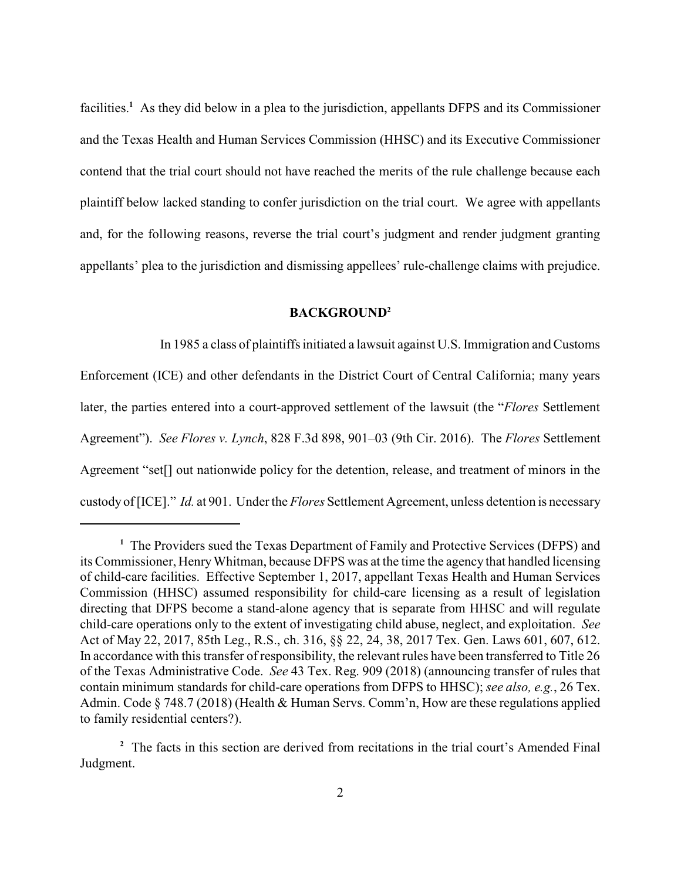facilities.[1] As they did below in a plea to the jurisdiction, appellants DFPS and its Commissioner and the Texas Health and Human Services Commission (HHSC) and its Executive Commissioner contend that the trial court should not have reached the merits of the rule challenge because each plaintiff below lacked standing to confer jurisdiction on the trial court. We agree with appellants and, for the following reasons, reverse the trial court's judgment and render judgment granting appellants' plea to the jurisdiction and dismissing appellees' rule-challenge claims with prejudice.

## BACKGROUND[2]

In 1985 a class of plaintiffs initiated a lawsuit against U.S. Immigration and Customs Enforcement (ICE) and other defendants in the District Court of Central California; many years later, the parties entered into a court-approved settlement of the lawsuit (the "*Flores* Settlement Agreement"). *See Flores v. Lynch*, 828 F.3d 898, 901–03 (9th Cir. 2016). The *Flores* Settlement Agreement "set[] out nationwide policy for the detention, release, and treatment of minors in the custody of [ICE]." *Id.* at 901. Under the *Flores* Settlement Agreement, unless detention is necessary

---

[1] The Providers sued the Texas Department of Family and Protective Services (DFPS) and its Commissioner, Henry Whitman, because DFPS was at the time the agency that handled licensing of child-care facilities. Effective September 1, 2017, appellant Texas Health and Human Services Commission (HHSC) assumed responsibility for child-care licensing as a result of legislation directing that DFPS become a stand-alone agency that is separate from HHSC and will regulate child-care operations only to the extent of investigating child abuse, neglect, and exploitation. *See* Act of May 22, 2017, 85th Leg., R.S., ch. 316, §§ 22, 24, 38, 2017 Tex. Gen. Laws 601, 607, 612. In accordance with this transfer of responsibility, the relevant rules have been transferred to Title 26 of the Texas Administrative Code. *See* 43 Tex. Reg. 909 (2018) (announcing transfer of rules that contain minimum standards for child-care operations from DFPS to HHSC); *see also, e.g.*, 26 Tex. Admin. Code § 748.7 (2018) (Health & Human Servs. Comm'n, How are these regulations applied to family residential centers?).

[2] The facts in this section are derived from recitations in the trial court's Amended Final Judgment.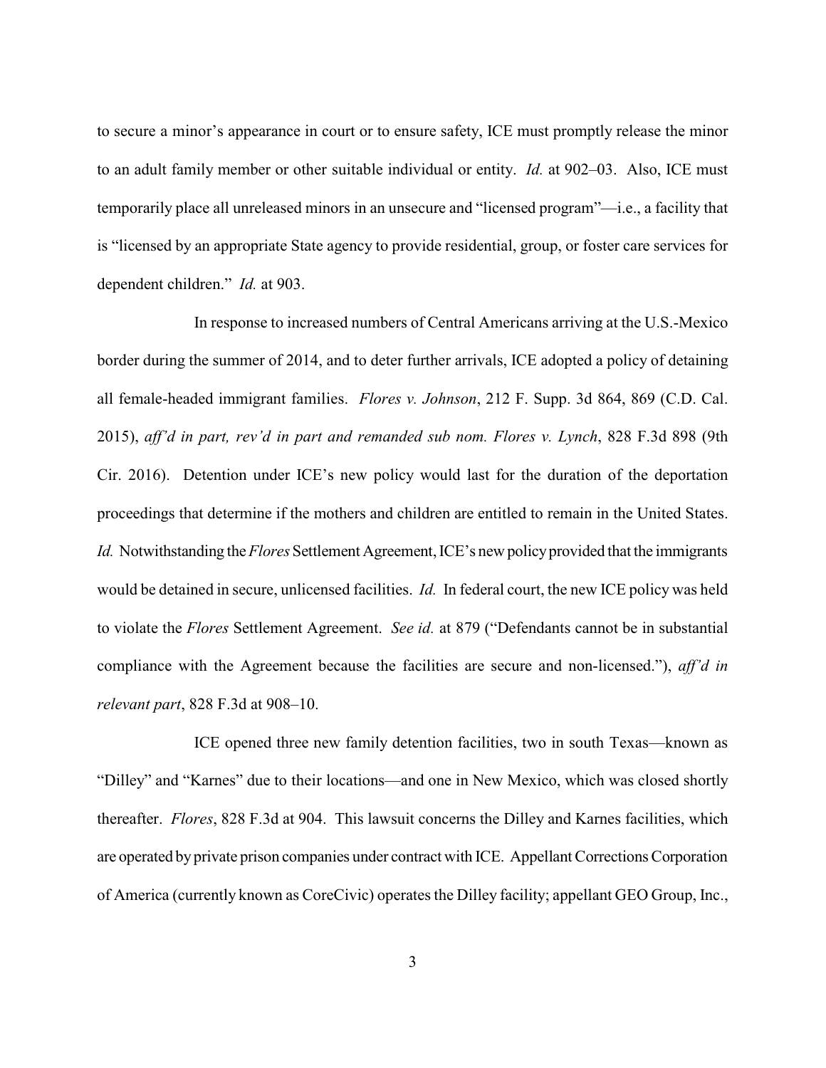to secure a minor's appearance in court or to ensure safety, ICE must promptly release the minor to an adult family member or other suitable individual or entity. *Id.* at 902–03. Also, ICE must temporarily place all unreleased minors in an unsecure and "licensed program"—i.e., a facility that is "licensed by an appropriate State agency to provide residential, group, or foster care services for dependent children." *Id.* at 903.

In response to increased numbers of Central Americans arriving at the U.S.-Mexico border during the summer of 2014, and to deter further arrivals, ICE adopted a policy of detaining all female-headed immigrant families. *Flores v. Johnson*, 212 F. Supp. 3d 864, 869 (C.D. Cal. 2015), *aff'd in part, rev'd in part and remanded sub nom. Flores v. Lynch*, 828 F.3d 898 (9th Cir. 2016). Detention under ICE's new policy would last for the duration of the deportation proceedings that determine if the mothers and children are entitled to remain in the United States. *Id.* Notwithstanding the *Flores* Settlement Agreement, ICE's new policy provided that the immigrants would be detained in secure, unlicensed facilities. *Id.* In federal court, the new ICE policy was held to violate the *Flores* Settlement Agreement. *See id.* at 879 ("Defendants cannot be in substantial compliance with the Agreement because the facilities are secure and non-licensed."), *aff'd in relevant part*, 828 F.3d at 908–10.

ICE opened three new family detention facilities, two in south Texas—known as "Dilley" and "Karnes" due to their locations—and one in New Mexico, which was closed shortly thereafter. *Flores*, 828 F.3d at 904. This lawsuit concerns the Dilley and Karnes facilities, which are operated by private prison companies under contract with ICE. Appellant Corrections Corporation of America (currently known as CoreCivic) operates the Dilley facility; appellant GEO Group, Inc.,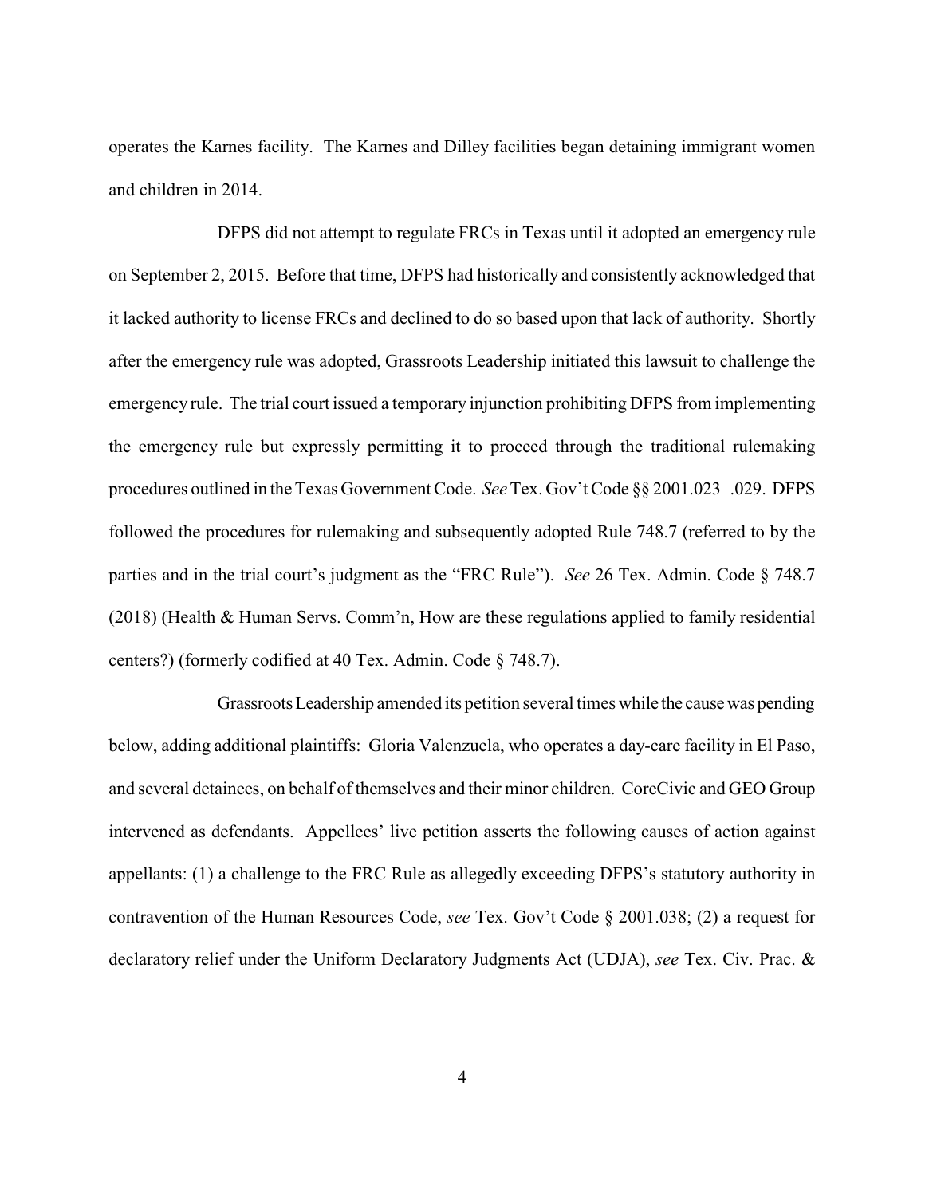operates the Karnes facility. The Karnes and Dilley facilities began detaining immigrant women and children in 2014.

DFPS did not attempt to regulate FRCs in Texas until it adopted an emergency rule on September 2, 2015. Before that time, DFPS had historically and consistently acknowledged that it lacked authority to license FRCs and declined to do so based upon that lack of authority. Shortly after the emergency rule was adopted, Grassroots Leadership initiated this lawsuit to challenge the emergency rule. The trial court issued a temporary injunction prohibiting DFPS from implementing the emergency rule but expressly permitting it to proceed through the traditional rulemaking procedures outlined in the Texas Government Code. *See* Tex. Gov't Code §§ 2001.023–.029. DFPS followed the procedures for rulemaking and subsequently adopted Rule 748.7 (referred to by the parties and in the trial court's judgment as the "FRC Rule"). *See* 26 Tex. Admin. Code § 748.7 (2018) (Health & Human Servs. Comm'n, How are these regulations applied to family residential centers?) (formerly codified at 40 Tex. Admin. Code § 748.7).

Grassroots Leadership amended its petition several times while the cause was pending below, adding additional plaintiffs: Gloria Valenzuela, who operates a day-care facility in El Paso, and several detainees, on behalf of themselves and their minor children. CoreCivic and GEO Group intervened as defendants. Appellees' live petition asserts the following causes of action against appellants: (1) a challenge to the FRC Rule as allegedly exceeding DFPS's statutory authority in contravention of the Human Resources Code, *see* Tex. Gov't Code § 2001.038; (2) a request for declaratory relief under the Uniform Declaratory Judgments Act (UDJA), *see* Tex. Civ. Prac. &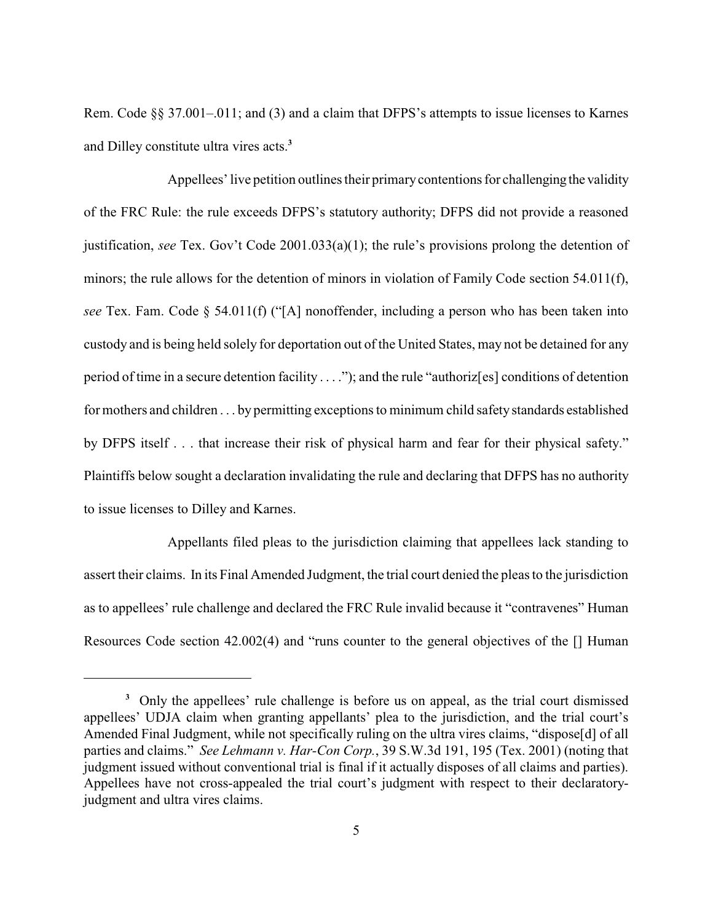Rem. Code §§ 37.001–.011; and (3) and a claim that DFPS's attempts to issue licenses to Karnes and Dilley constitute ultra vires acts.[3]

Appellees' live petition outlines their primary contentions for challenging the validity of the FRC Rule: the rule exceeds DFPS's statutory authority; DFPS did not provide a reasoned justification, *see* Tex. Gov't Code 2001.033(a)(1); the rule's provisions prolong the detention of minors; the rule allows for the detention of minors in violation of Family Code section 54.011(f), *see* Tex. Fam. Code § 54.011(f) ("[A] nonoffender, including a person who has been taken into custody and is being held solely for deportation out of the United States, may not be detained for any period of time in a secure detention facility . . . ."); and the rule "authoriz[es] conditions of detention for mothers and children . . . by permitting exceptions to minimum child safety standards established by DFPS itself . . . that increase their risk of physical harm and fear for their physical safety." Plaintiffs below sought a declaration invalidating the rule and declaring that DFPS has no authority to issue licenses to Dilley and Karnes.

Appellants filed pleas to the jurisdiction claiming that appellees lack standing to assert their claims. In its Final Amended Judgment, the trial court denied the pleas to the jurisdiction as to appellees' rule challenge and declared the FRC Rule invalid because it "contravenes" Human Resources Code section 42.002(4) and "runs counter to the general objectives of the [] Human

---

[3] Only the appellees' rule challenge is before us on appeal, as the trial court dismissed appellees' UDJA claim when granting appellants' plea to the jurisdiction, and the trial court's Amended Final Judgment, while not specifically ruling on the ultra vires claims, "dispose[d] of all parties and claims." *See Lehmann v. Har-Con Corp.*, 39 S.W.3d 191, 195 (Tex. 2001) (noting that judgment issued without conventional trial is final if it actually disposes of all claims and parties). Appellees have not cross-appealed the trial court's judgment with respect to their declaratory-judgment and ultra vires claims.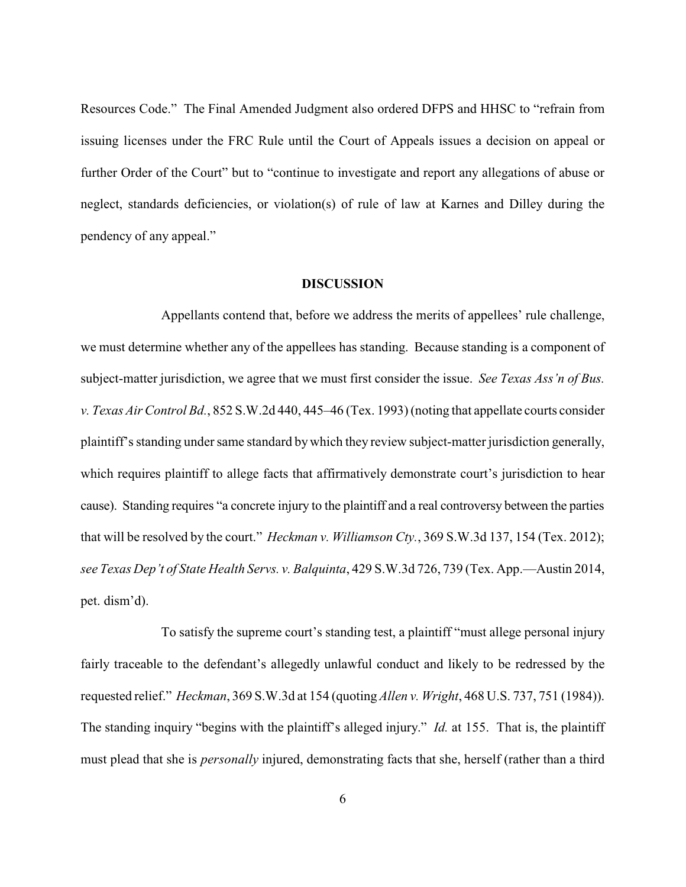Resources Code." The Final Amended Judgment also ordered DFPS and HHSC to "refrain from issuing licenses under the FRC Rule until the Court of Appeals issues a decision on appeal or further Order of the Court" but to "continue to investigate and report any allegations of abuse or neglect, standards deficiencies, or violation(s) of rule of law at Karnes and Dilley during the pendency of any appeal."

## DISCUSSION

Appellants contend that, before we address the merits of appellees' rule challenge, we must determine whether any of the appellees has standing. Because standing is a component of subject-matter jurisdiction, we agree that we must first consider the issue. *See Texas Ass'n of Bus. v. Texas Air Control Bd.*, 852 S.W.2d 440, 445–46 (Tex. 1993) (noting that appellate courts consider plaintiff's standing under same standard by which they review subject-matter jurisdiction generally, which requires plaintiff to allege facts that affirmatively demonstrate court's jurisdiction to hear cause). Standing requires "a concrete injury to the plaintiff and a real controversy between the parties that will be resolved by the court." *Heckman v. Williamson Cty.*, 369 S.W.3d 137, 154 (Tex. 2012); *see Texas Dep't of State Health Servs. v. Balquinta*, 429 S.W.3d 726, 739 (Tex. App.—Austin 2014, pet. dism'd).

To satisfy the supreme court's standing test, a plaintiff "must allege personal injury fairly traceable to the defendant's allegedly unlawful conduct and likely to be redressed by the requested relief." *Heckman*, 369 S.W.3d at 154 (quoting *Allen v. Wright*, 468 U.S. 737, 751 (1984)). The standing inquiry "begins with the plaintiff's alleged injury." *Id.* at 155. That is, the plaintiff must plead that she is *personally* injured, demonstrating facts that she, herself (rather than a third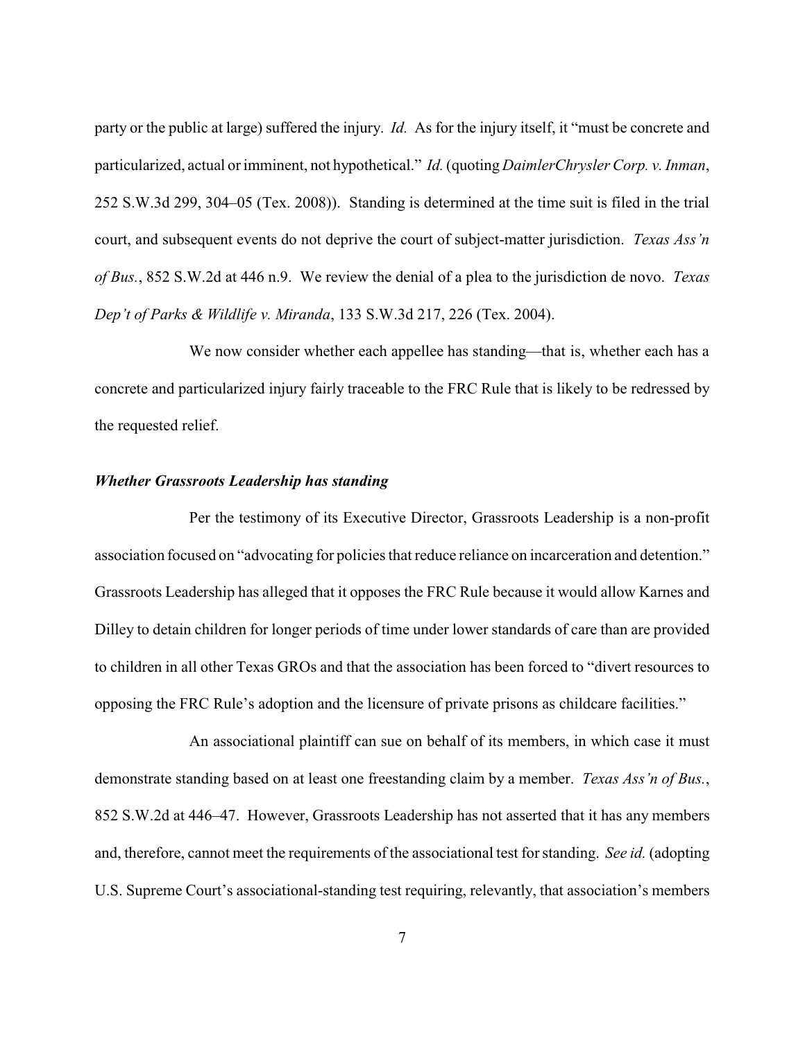party or the public at large) suffered the injury. *Id.* As for the injury itself, it "must be concrete and particularized, actual or imminent, not hypothetical." *Id.* (quoting *DaimlerChrysler Corp. v. Inman*, 252 S.W.3d 299, 304–05 (Tex. 2008)). Standing is determined at the time suit is filed in the trial court, and subsequent events do not deprive the court of subject-matter jurisdiction. *Texas Ass'n of Bus.*, 852 S.W.2d at 446 n.9. We review the denial of a plea to the jurisdiction de novo. *Texas Dep't of Parks & Wildlife v. Miranda*, 133 S.W.3d 217, 226 (Tex. 2004).

We now consider whether each appellee has standing—that is, whether each has a concrete and particularized injury fairly traceable to the FRC Rule that is likely to be redressed by the requested relief.

### *Whether Grassroots Leadership has standing*

Per the testimony of its Executive Director, Grassroots Leadership is a non-profit association focused on "advocating for policies that reduce reliance on incarceration and detention." Grassroots Leadership has alleged that it opposes the FRC Rule because it would allow Karnes and Dilley to detain children for longer periods of time under lower standards of care than are provided to children in all other Texas GROs and that the association has been forced to "divert resources to opposing the FRC Rule's adoption and the licensure of private prisons as childcare facilities."

An associational plaintiff can sue on behalf of its members, in which case it must demonstrate standing based on at least one freestanding claim by a member. *Texas Ass'n of Bus.*, 852 S.W.2d at 446–47. However, Grassroots Leadership has not asserted that it has any members and, therefore, cannot meet the requirements of the associational test for standing. *See id.* (adopting U.S. Supreme Court's associational-standing test requiring, relevantly, that association's members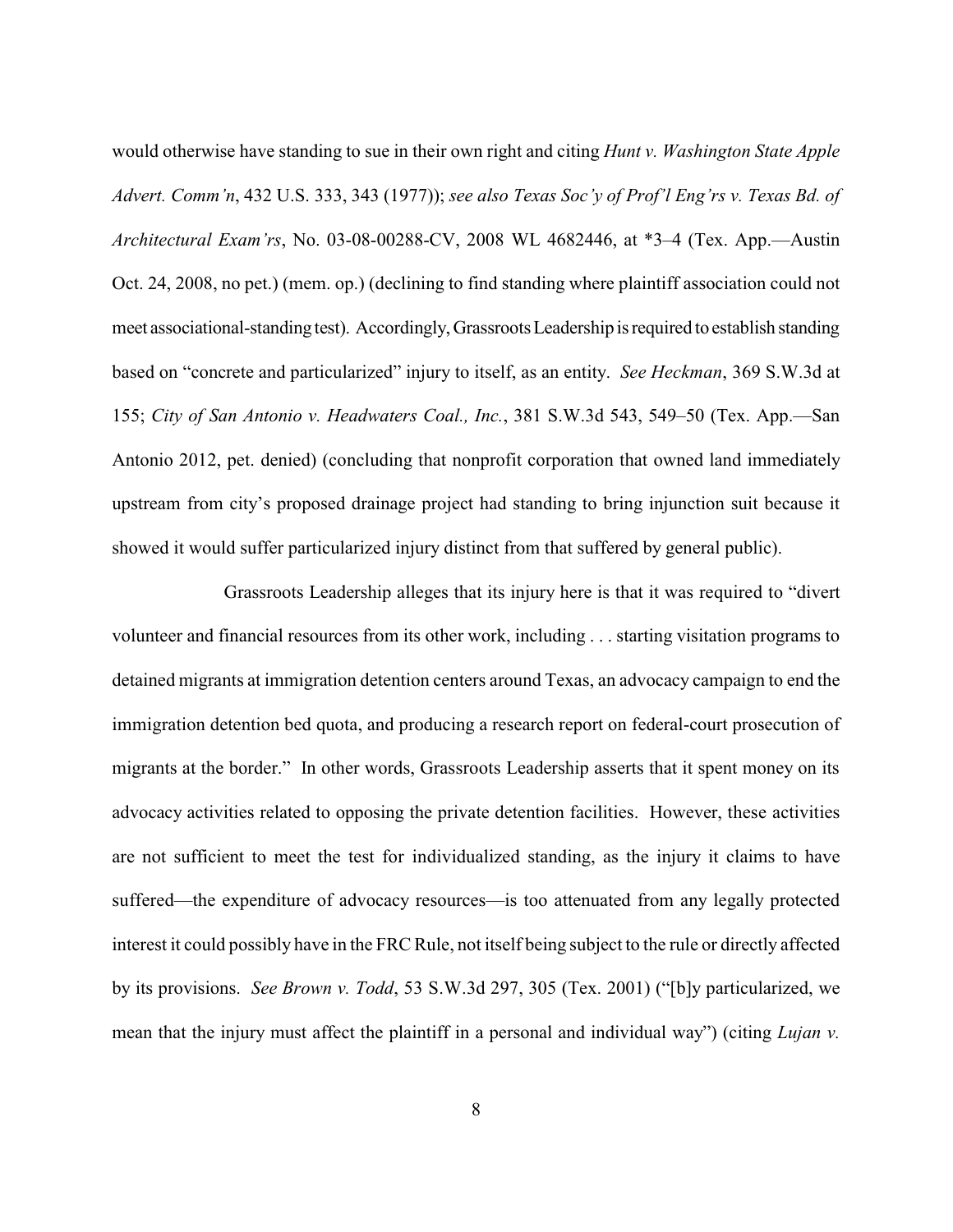would otherwise have standing to sue in their own right and citing *Hunt v. Washington State Apple Advert. Comm'n*, 432 U.S. 333, 343 (1977)); *see also Texas Soc'y of Prof'l Eng'rs v. Texas Bd. of Architectural Exam'rs*, No. 03-08-00288-CV, 2008 WL 4682446, at *3–4 (Tex. App.—Austin Oct. 24, 2008, no pet.) (mem. op.) (declining to find standing where plaintiff association could not meet associational-standing test). Accordingly, Grassroots Leadership is required to establish standing based on "concrete and particularized" injury to itself, as an entity. *See Heckman*, 369 S.W.3d at 155; *City of San Antonio v. Headwaters Coal., Inc.*, 381 S.W.3d 543, 549–50 (Tex. App.—San Antonio 2012, pet. denied) (concluding that nonprofit corporation that owned land immediately upstream from city's proposed drainage project had standing to bring injunction suit because it showed it would suffer particularized injury distinct from that suffered by general public).

Grassroots Leadership alleges that its injury here is that it was required to "divert volunteer and financial resources from its other work, including . . . starting visitation programs to detained migrants at immigration detention centers around Texas, an advocacy campaign to end the immigration detention bed quota, and producing a research report on federal-court prosecution of migrants at the border." In other words, Grassroots Leadership asserts that it spent money on its advocacy activities related to opposing the private detention facilities. However, these activities are not sufficient to meet the test for individualized standing, as the injury it claims to have suffered—the expenditure of advocacy resources—is too attenuated from any legally protected interest it could possibly have in the FRC Rule, not itself being subject to the rule or directly affected by its provisions. *See Brown v. Todd*, 53 S.W.3d 297, 305 (Tex. 2001) ("[b]y particularized, we mean that the injury must affect the plaintiff in a personal and individual way") (citing *Lujan v.*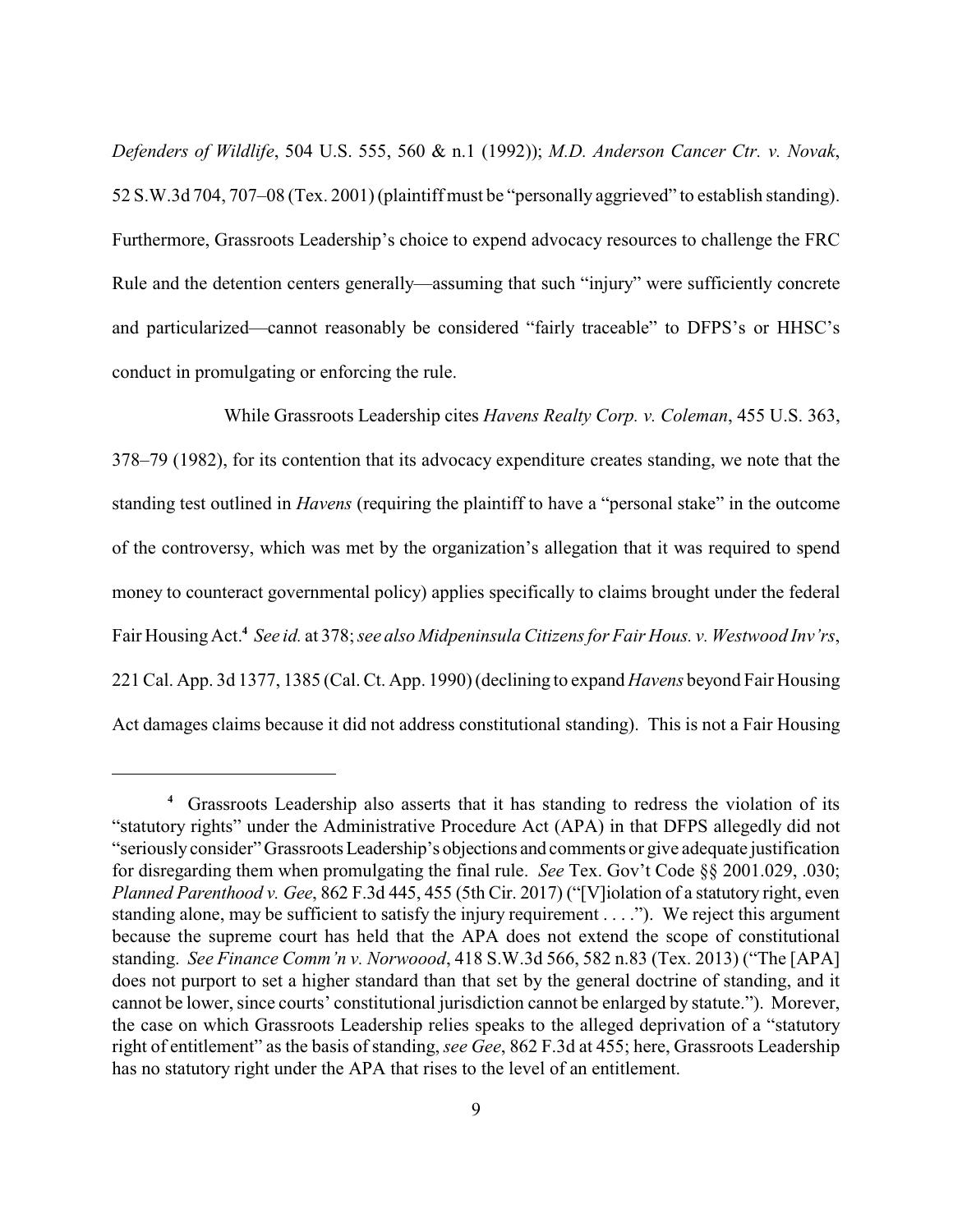*Defenders of Wildlife*, 504 U.S. 555, 560 & n.1 (1992)); *M.D. Anderson Cancer Ctr. v. Novak*, 52 S.W.3d 704, 707–08 (Tex. 2001) (plaintiff must be "personally aggrieved" to establish standing). Furthermore, Grassroots Leadership's choice to expend advocacy resources to challenge the FRC Rule and the detention centers generally—assuming that such "injury" were sufficiently concrete and particularized—cannot reasonably be considered "fairly traceable" to DFPS's or HHSC's conduct in promulgating or enforcing the rule.

While Grassroots Leadership cites *Havens Realty Corp. v. Coleman*, 455 U.S. 363, 378–79 (1982), for its contention that its advocacy expenditure creates standing, we note that the standing test outlined in *Havens* (requiring the plaintiff to have a "personal stake" in the outcome of the controversy, which was met by the organization's allegation that it was required to spend money to counteract governmental policy) applies specifically to claims brought under the federal Fair Housing Act.[4] *See id.* at 378; *see also Midpeninsula Citizens for Fair Hous. v. Westwood Inv'rs*, 221 Cal. App. 3d 1377, 1385 (Cal. Ct. App. 1990) (declining to expand *Havens* beyond Fair Housing Act damages claims because it did not address constitutional standing). This is not a Fair Housing

---

[4] Grassroots Leadership also asserts that it has standing to redress the violation of its "statutory rights" under the Administrative Procedure Act (APA) in that DFPS allegedly did not "seriously consider" Grassroots Leadership's objections and comments or give adequate justification for disregarding them when promulgating the final rule. *See* Tex. Gov't Code §§ 2001.029, .030; *Planned Parenthood v. Gee*, 862 F.3d 445, 455 (5th Cir. 2017) ("[V]iolation of a statutory right, even standing alone, may be sufficient to satisfy the injury requirement . . . ."). We reject this argument because the supreme court has held that the APA does not extend the scope of constitutional standing. *See Finance Comm'n v. Norwoood*, 418 S.W.3d 566, 582 n.83 (Tex. 2013) ("The [APA] does not purport to set a higher standard than that set by the general doctrine of standing, and it cannot be lower, since courts' constitutional jurisdiction cannot be enlarged by statute."). Morever, the case on which Grassroots Leadership relies speaks to the alleged deprivation of a "statutory right of entitlement" as the basis of standing, *see Gee*, 862 F.3d at 455; here, Grassroots Leadership has no statutory right under the APA that rises to the level of an entitlement.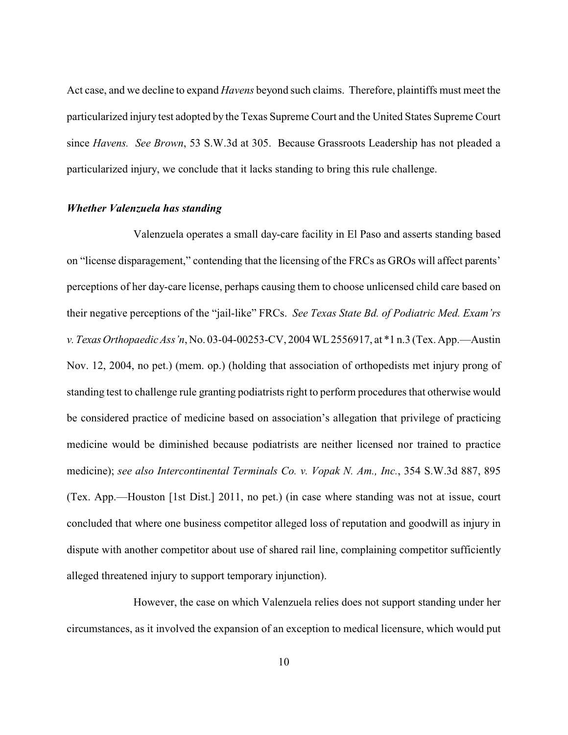Act case, and we decline to expand *Havens* beyond such claims. Therefore, plaintiffs must meet the particularized injury test adopted by the Texas Supreme Court and the United States Supreme Court since *Havens. See Brown*, 53 S.W.3d at 305. Because Grassroots Leadership has not pleaded a particularized injury, we conclude that it lacks standing to bring this rule challenge.

***Whether Valenzuela has standing***

Valenzuela operates a small day-care facility in El Paso and asserts standing based on "license disparagement," contending that the licensing of the FRCs as GROs will affect parents' perceptions of her day-care license, perhaps causing them to choose unlicensed child care based on their negative perceptions of the "jail-like" FRCs. *See Texas State Bd. of Podiatric Med. Exam'rs v. Texas Orthopaedic Ass'n*, No. 03-04-00253-CV, 2004 WL 2556917, at *1 n.3 (Tex. App.—Austin Nov. 12, 2004, no pet.) (mem. op.) (holding that association of orthopedists met injury prong of standing test to challenge rule granting podiatrists right to perform procedures that otherwise would be considered practice of medicine based on association's allegation that privilege of practicing medicine would be diminished because podiatrists are neither licensed nor trained to practice medicine); *see also Intercontinental Terminals Co. v. Vopak N. Am., Inc.*, 354 S.W.3d 887, 895 (Tex. App.—Houston [1st Dist.] 2011, no pet.) (in case where standing was not at issue, court concluded that where one business competitor alleged loss of reputation and goodwill as injury in dispute with another competitor about use of shared rail line, complaining competitor sufficiently alleged threatened injury to support temporary injunction).

However, the case on which Valenzuela relies does not support standing under her circumstances, as it involved the expansion of an exception to medical licensure, which would put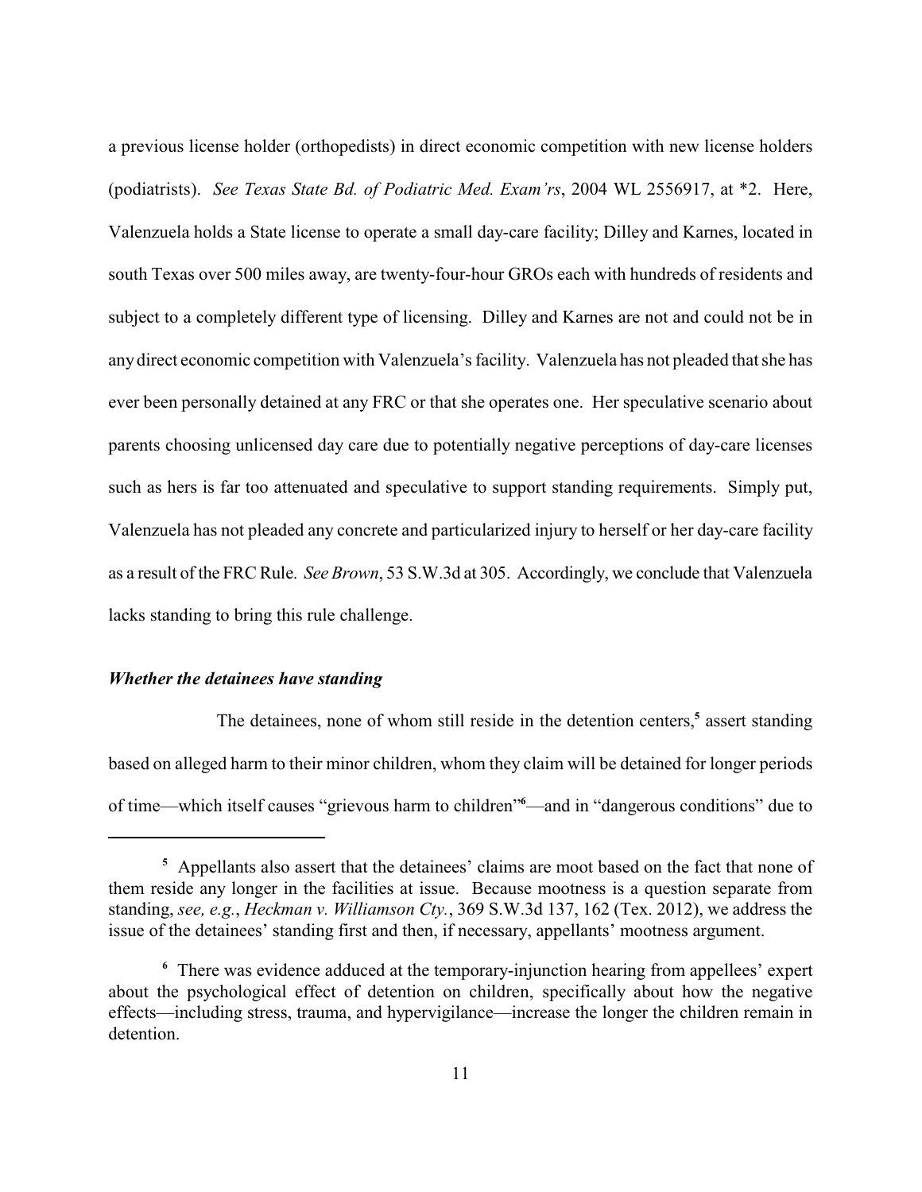a previous license holder (orthopedists) in direct economic competition with new license holders (podiatrists). *See Texas State Bd. of Podiatric Med. Exam'rs*, 2004 WL 2556917, at *2. Here, Valenzuela holds a State license to operate a small day-care facility; Dilley and Karnes, located in south Texas over 500 miles away, are twenty-four-hour GROs each with hundreds of residents and subject to a completely different type of licensing. Dilley and Karnes are not and could not be in any direct economic competition with Valenzuela's facility. Valenzuela has not pleaded that she has ever been personally detained at any FRC or that she operates one. Her speculative scenario about parents choosing unlicensed day care due to potentially negative perceptions of day-care licenses such as hers is far too attenuated and speculative to support standing requirements. Simply put, Valenzuela has not pleaded any concrete and particularized injury to herself or her day-care facility as a result of the FRC Rule. *See Brown*, 53 S.W.3d at 305. Accordingly, we conclude that Valenzuela lacks standing to bring this rule challenge.

***Whether the detainees have standing***

The detainees, none of whom still reside in the detention centers,[5] assert standing based on alleged harm to their minor children, whom they claim will be detained for longer periods of time—which itself causes "grievous harm to children"[6]—and in "dangerous conditions" due to

---

[5] Appellants also assert that the detainees' claims are moot based on the fact that none of them reside any longer in the facilities at issue. Because mootness is a question separate from standing, *see, e.g.*, *Heckman v. Williamson Cty.*, 369 S.W.3d 137, 162 (Tex. 2012), we address the issue of the detainees' standing first and then, if necessary, appellants' mootness argument.

[6] There was evidence adduced at the temporary-injunction hearing from appellees' expert about the psychological effect of detention on children, specifically about how the negative effects—including stress, trauma, and hypervigilance—increase the longer the children remain in detention.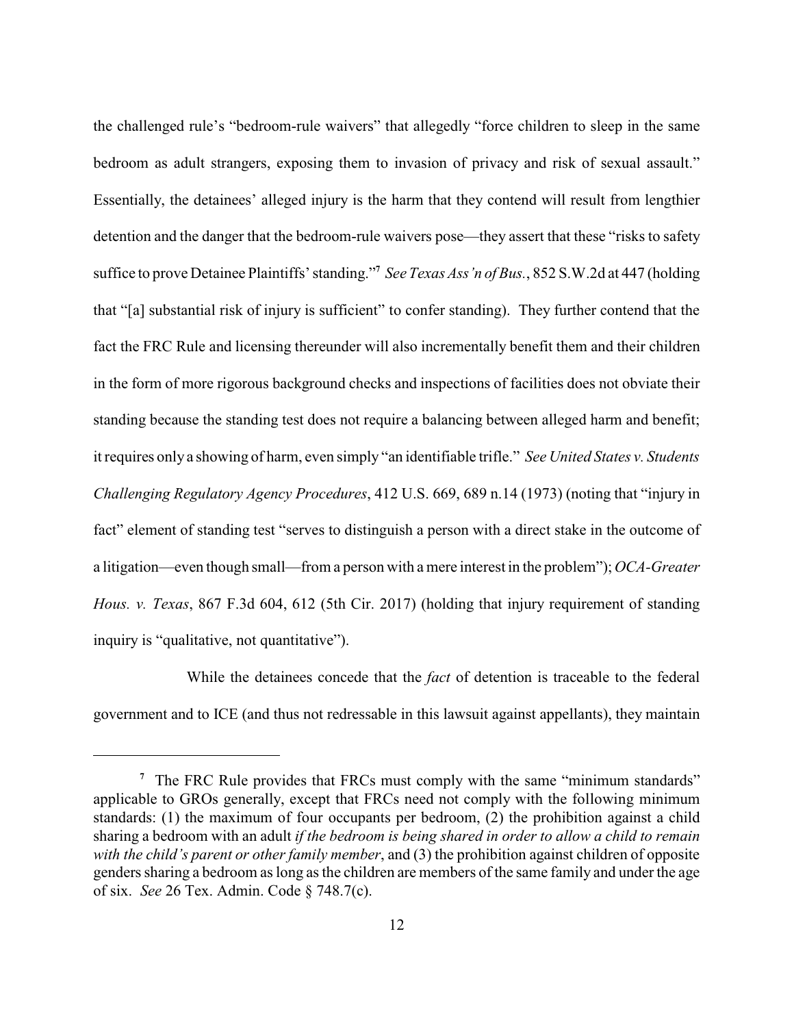the challenged rule's "bedroom-rule waivers" that allegedly "force children to sleep in the same bedroom as adult strangers, exposing them to invasion of privacy and risk of sexual assault." Essentially, the detainees' alleged injury is the harm that they contend will result from lengthier detention and the danger that the bedroom-rule waivers pose—they assert that these "risks to safety suffice to prove Detainee Plaintiffs' standing."[7] *See Texas Ass'n of Bus.*, 852 S.W.2d at 447 (holding that "[a] substantial risk of injury is sufficient" to confer standing). They further contend that the fact the FRC Rule and licensing thereunder will also incrementally benefit them and their children in the form of more rigorous background checks and inspections of facilities does not obviate their standing because the standing test does not require a balancing between alleged harm and benefit; it requires only a showing of harm, even simply "an identifiable trifle." *See United States v. Students Challenging Regulatory Agency Procedures*, 412 U.S. 669, 689 n.14 (1973) (noting that "injury in fact" element of standing test "serves to distinguish a person with a direct stake in the outcome of a litigation—even though small—from a person with a mere interest in the problem"); *OCA-Greater Hous. v. Texas*, 867 F.3d 604, 612 (5th Cir. 2017) (holding that injury requirement of standing inquiry is "qualitative, not quantitative").

While the detainees concede that the *fact* of detention is traceable to the federal government and to ICE (and thus not redressable in this lawsuit against appellants), they maintain

---

[7] The FRC Rule provides that FRCs must comply with the same "minimum standards" applicable to GROs generally, except that FRCs need not comply with the following minimum standards: (1) the maximum of four occupants per bedroom, (2) the prohibition against a child sharing a bedroom with an adult *if the bedroom is being shared in order to allow a child to remain with the child's parent or other family member*, and (3) the prohibition against children of opposite genders sharing a bedroom as long as the children are members of the same family and under the age of six. *See* 26 Tex. Admin. Code § 748.7(c).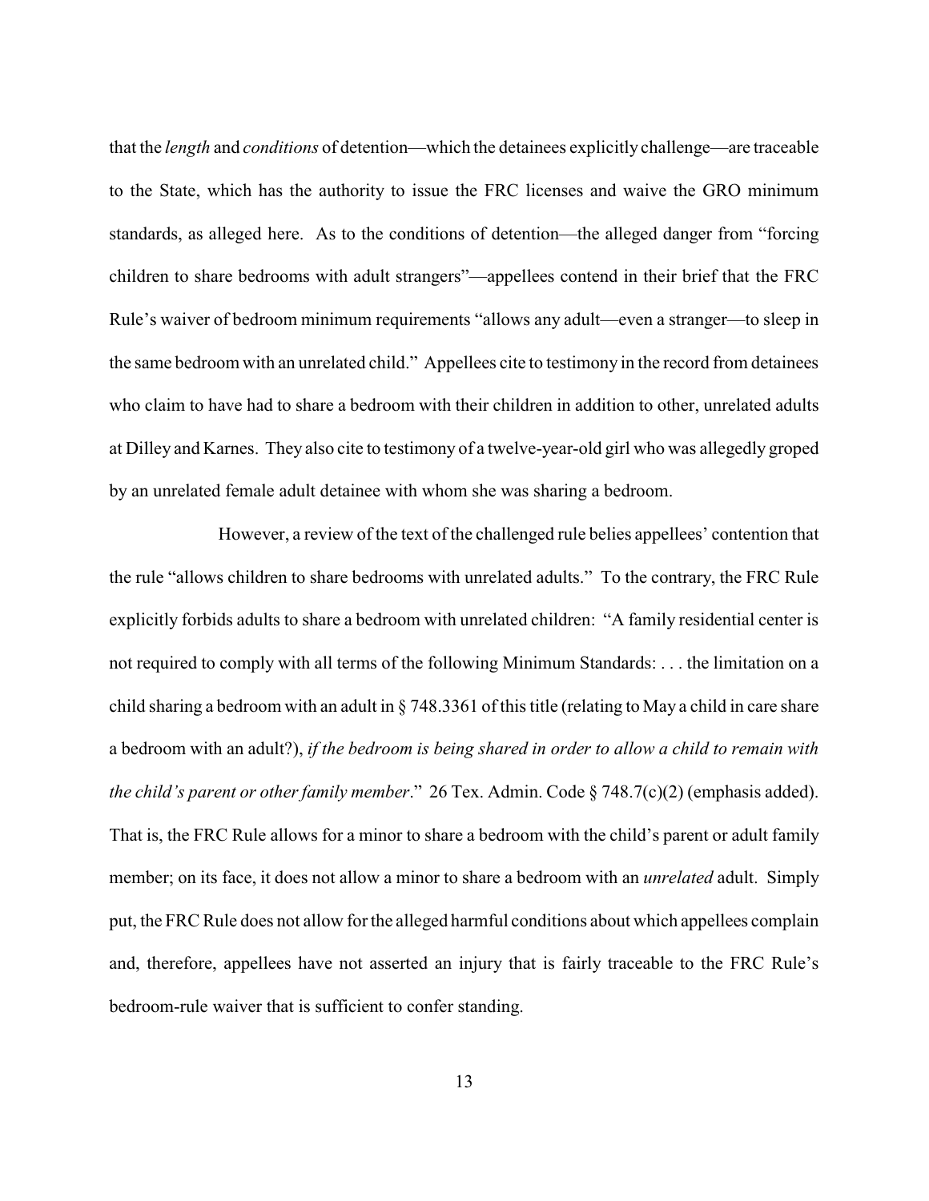that the *length* and *conditions* of detention—which the detainees explicitly challenge—are traceable to the State, which has the authority to issue the FRC licenses and waive the GRO minimum standards, as alleged here. As to the conditions of detention—the alleged danger from "forcing children to share bedrooms with adult strangers"—appellees contend in their brief that the FRC Rule's waiver of bedroom minimum requirements "allows any adult—even a stranger—to sleep in the same bedroom with an unrelated child." Appellees cite to testimony in the record from detainees who claim to have had to share a bedroom with their children in addition to other, unrelated adults at Dilley and Karnes. They also cite to testimony of a twelve-year-old girl who was allegedly groped by an unrelated female adult detainee with whom she was sharing a bedroom.

However, a review of the text of the challenged rule belies appellees' contention that the rule "allows children to share bedrooms with unrelated adults." To the contrary, the FRC Rule explicitly forbids adults to share a bedroom with unrelated children: "A family residential center is not required to comply with all terms of the following Minimum Standards: . . . the limitation on a child sharing a bedroom with an adult in § 748.3361 of this title (relating to May a child in care share a bedroom with an adult?), *if the bedroom is being shared in order to allow a child to remain with the child's parent or other family member*." 26 Tex. Admin. Code § 748.7(c)(2) (emphasis added). That is, the FRC Rule allows for a minor to share a bedroom with the child's parent or adult family member; on its face, it does not allow a minor to share a bedroom with an *unrelated* adult. Simply put, the FRC Rule does not allow for the alleged harmful conditions about which appellees complain and, therefore, appellees have not asserted an injury that is fairly traceable to the FRC Rule's bedroom-rule waiver that is sufficient to confer standing.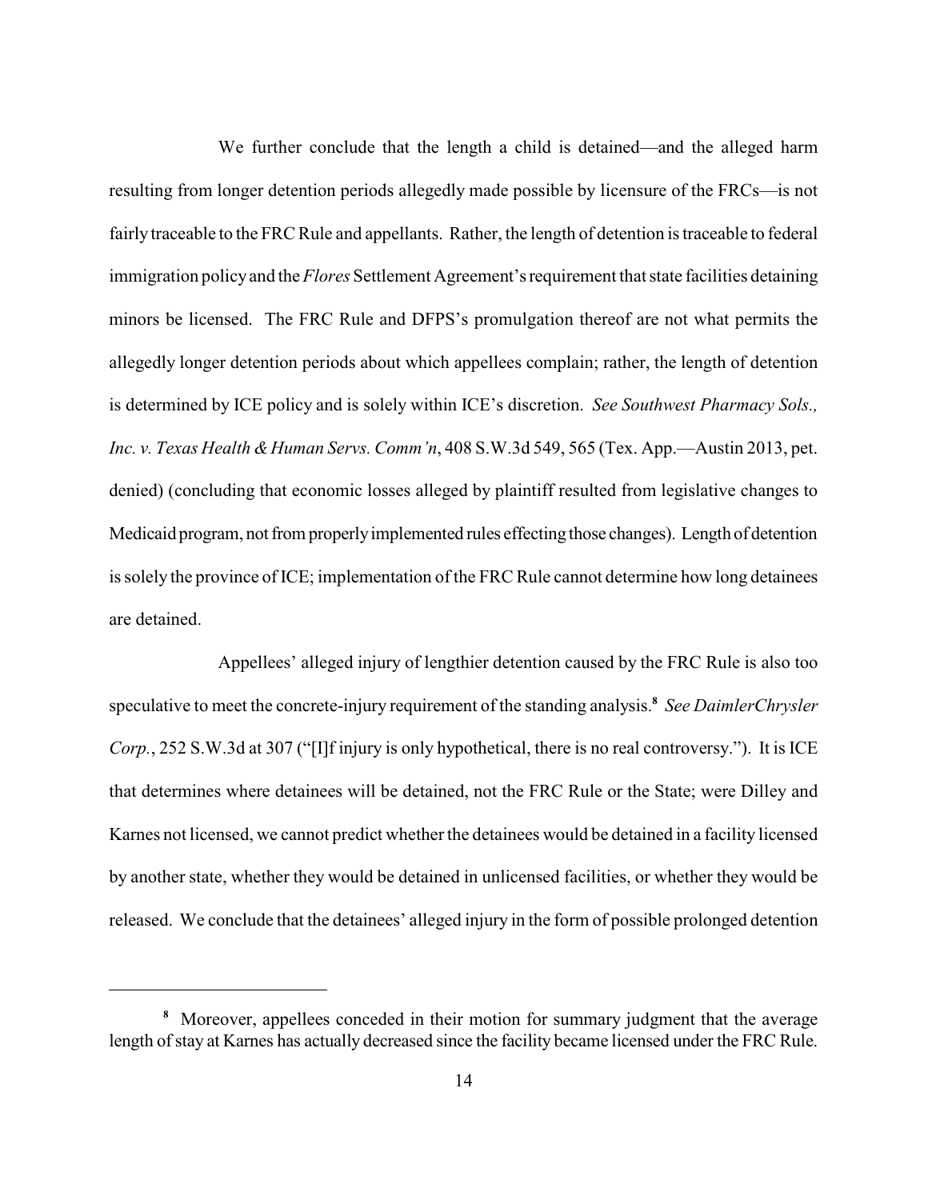We further conclude that the length a child is detained—and the alleged harm resulting from longer detention periods allegedly made possible by licensure of the FRCs—is not fairly traceable to the FRC Rule and appellants. Rather, the length of detention is traceable to federal immigration policy and the *Flores* Settlement Agreement's requirement that state facilities detaining minors be licensed. The FRC Rule and DFPS's promulgation thereof are not what permits the allegedly longer detention periods about which appellees complain; rather, the length of detention is determined by ICE policy and is solely within ICE's discretion. *See Southwest Pharmacy Sols., Inc. v. Texas Health & Human Servs. Comm'n*, 408 S.W.3d 549, 565 (Tex. App.—Austin 2013, pet. denied) (concluding that economic losses alleged by plaintiff resulted from legislative changes to Medicaid program, not from properly implemented rules effecting those changes). Length of detention is solely the province of ICE; implementation of the FRC Rule cannot determine how long detainees are detained.

Appellees' alleged injury of lengthier detention caused by the FRC Rule is also too speculative to meet the concrete-injury requirement of the standing analysis.[8] *See DaimlerChrysler Corp.*, 252 S.W.3d at 307 ("[I]f injury is only hypothetical, there is no real controversy."). It is ICE that determines where detainees will be detained, not the FRC Rule or the State; were Dilley and Karnes not licensed, we cannot predict whether the detainees would be detained in a facility licensed by another state, whether they would be detained in unlicensed facilities, or whether they would be released. We conclude that the detainees' alleged injury in the form of possible prolonged detention

---

[8] Moreover, appellees conceded in their motion for summary judgment that the average length of stay at Karnes has actually decreased since the facility became licensed under the FRC Rule.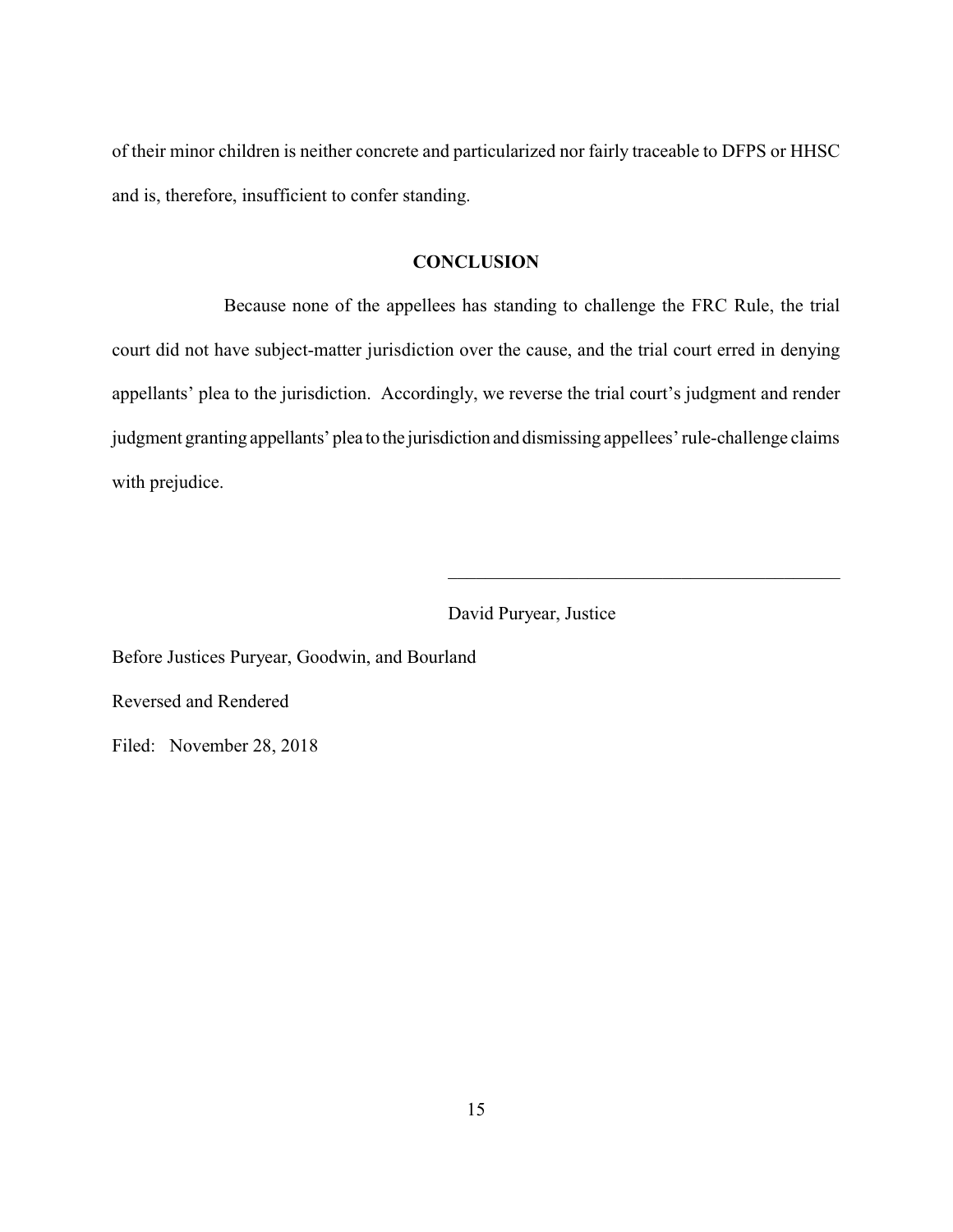of their minor children is neither concrete and particularized nor fairly traceable to DFPS or HHSC and is, therefore, insufficient to confer standing.

## CONCLUSION

Because none of the appellees has standing to challenge the FRC Rule, the trial court did not have subject-matter jurisdiction over the cause, and the trial court erred in denying appellants' plea to the jurisdiction. Accordingly, we reverse the trial court's judgment and render judgment granting appellants' plea to the jurisdiction and dismissing appellees' rule-challenge claims with prejudice.

\_\_\_\_\_\_\_\_\_\_\_\_\_\_\_\_\_\_\_\_\_\_\_\_\_\_\_\_\_\_\_\_\_\_\_\_\_\_\_\_\_\_

David Puryear, Justice

Before Justices Puryear, Goodwin, and Bourland

Reversed and Rendered

Filed: November 28, 2018